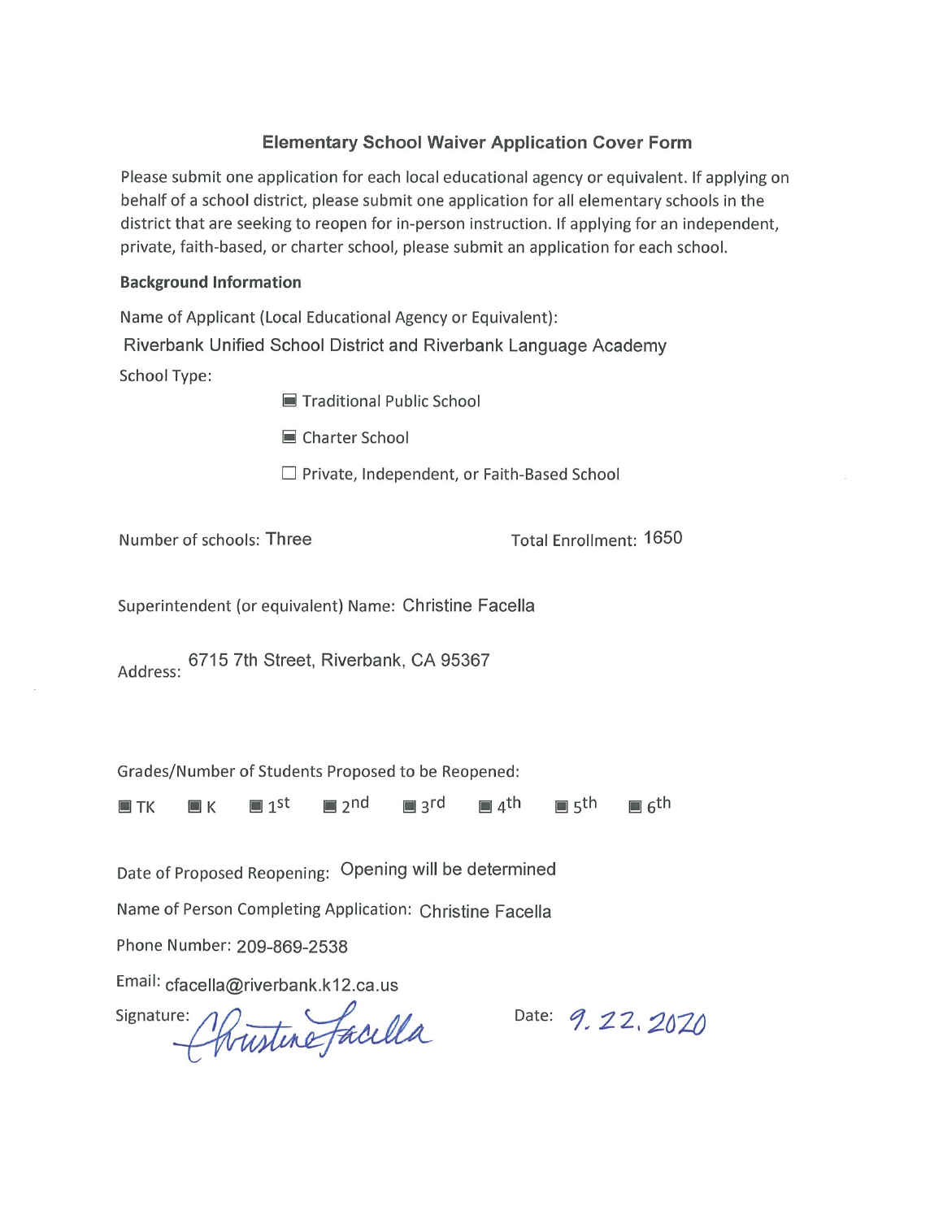# Elementary School Waiver Application Cover Form

Please submit one application for each local educational agency or equivalent. If applying on behalf of a school district, please submit one application for all elementary schools in the district that are seeking to reopen for in-person instruction. If applying for an independent, private, faith-based, or charter school, please submit an application for each school.

**Background Information**

Name of Applicant (Local Educational Agency or Equivalent):
Riverbank Unified School District and Riverbank Language Academy

School Type:

- ■ Traditional Public School
- ■ Charter School
- ☐ Private, Independent, or Faith-Based School

Number of schools: Three

Total Enrollment: 1650

Superintendent (or equivalent) Name: Christine Facella

Address: 6715 7th Street, Riverbank, CA 95367

Grades/Number of Students Proposed to be Reopened:

■ TK ■ K ■ 1st ■ 2nd ■ 3rd ■ 4th ■ 5th ■ 6th

Date of Proposed Reopening: Opening will be determined

Name of Person Completing Application: Christine Facella

Phone Number: 209-869-2538

Email: cfacella@riverbank.k12.ca.us

Signature: Christine Facella

Date: 9.22.2020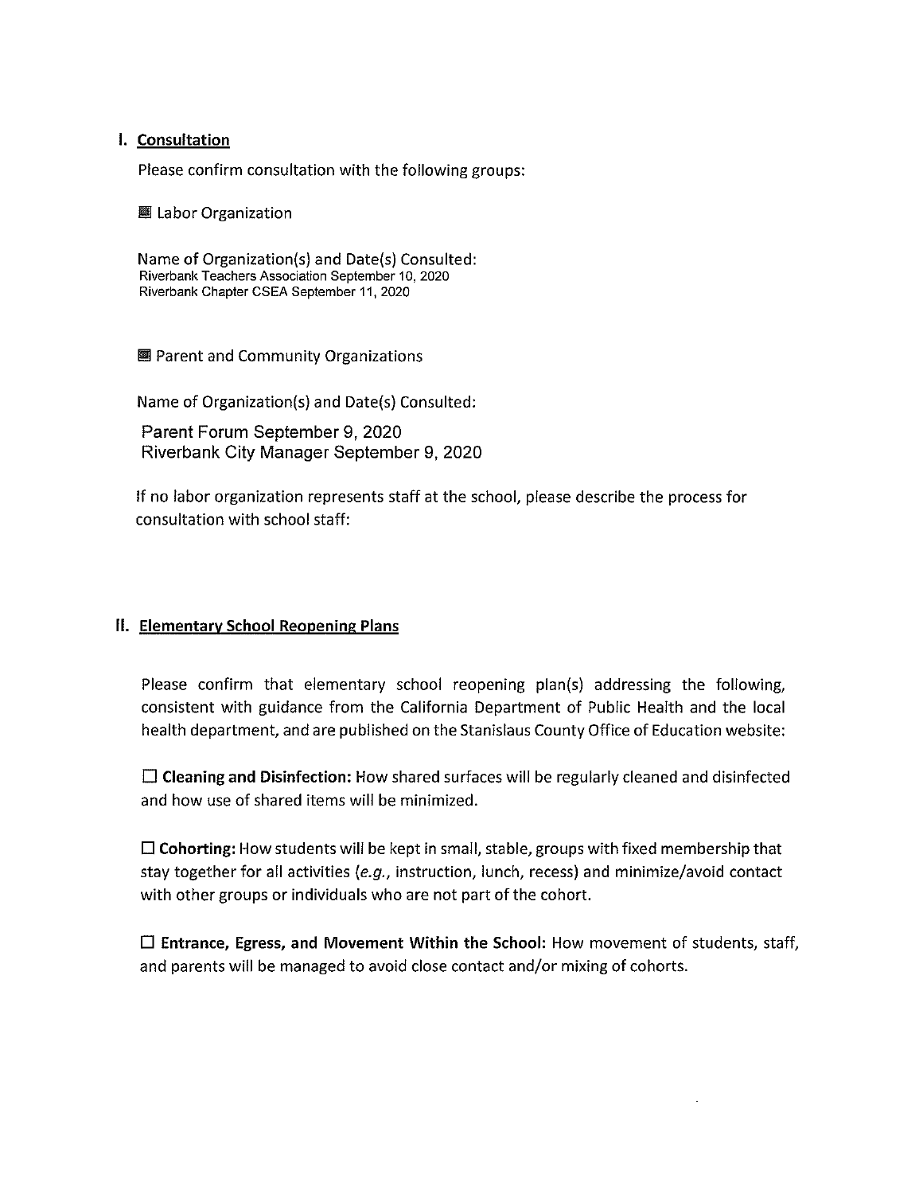## I. Consultation

Please confirm consultation with the following groups:

☒ Labor Organization

Name of Organization(s) and Date(s) Consulted:
Riverbank Teachers Association September 10, 2020
Riverbank Chapter CSEA September 11, 2020

☒ Parent and Community Organizations

Name of Organization(s) and Date(s) Consulted:

Parent Forum September 9, 2020
Riverbank City Manager September 9, 2020

If no labor organization represents staff at the school, please describe the process for consultation with school staff:

## II. Elementary School Reopening Plans

Please confirm that elementary school reopening plan(s) addressing the following, consistent with guidance from the California Department of Public Health and the local health department, and are published on the Stanislaus County Office of Education website:

☐ **Cleaning and Disinfection:** How shared surfaces will be regularly cleaned and disinfected and how use of shared items will be minimized.

☐ **Cohorting:** How students will be kept in small, stable, groups with fixed membership that stay together for all activities (*e.g.*, instruction, lunch, recess) and minimize/avoid contact with other groups or individuals who are not part of the cohort.

☐ **Entrance, Egress, and Movement Within the School:** How movement of students, staff, and parents will be managed to avoid close contact and/or mixing of cohorts.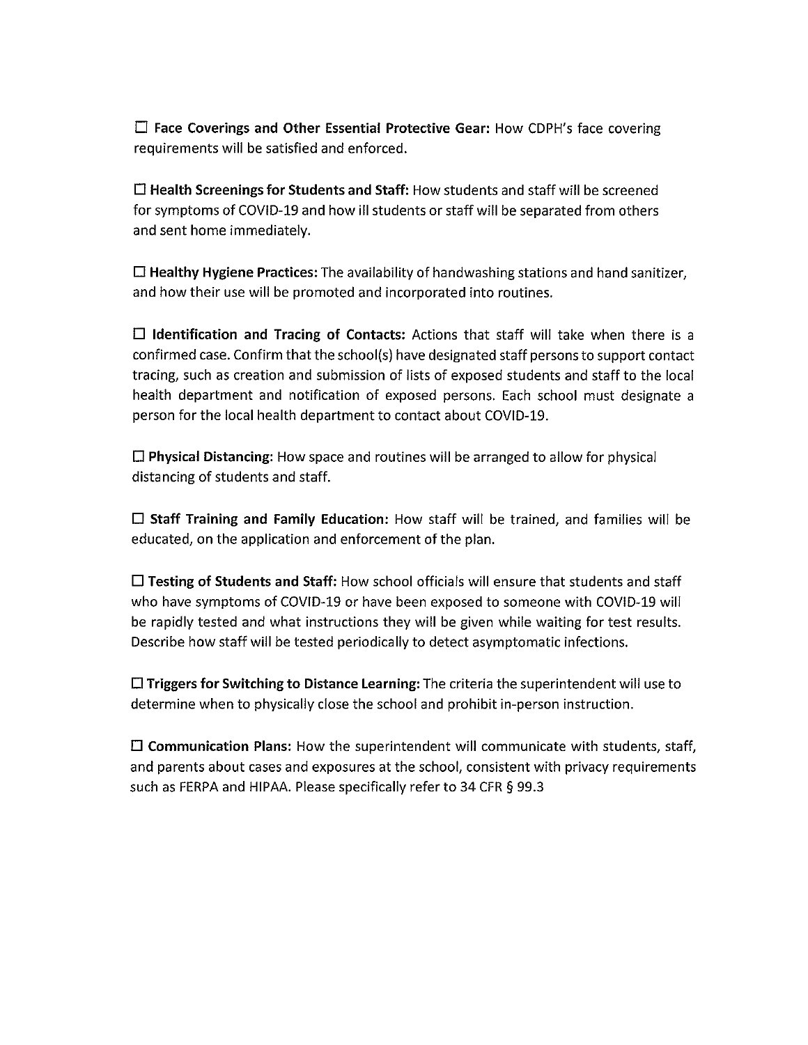☐ **Face Coverings and Other Essential Protective Gear:** How CDPH's face covering requirements will be satisfied and enforced.

☐ **Health Screenings for Students and Staff:** How students and staff will be screened for symptoms of COVID-19 and how ill students or staff will be separated from others and sent home immediately.

☐ **Healthy Hygiene Practices:** The availability of handwashing stations and hand sanitizer, and how their use will be promoted and incorporated into routines.

☐ **Identification and Tracing of Contacts:** Actions that staff will take when there is a confirmed case. Confirm that the school(s) have designated staff persons to support contact tracing, such as creation and submission of lists of exposed students and staff to the local health department and notification of exposed persons. Each school must designate a person for the local health department to contact about COVID-19.

☐ **Physical Distancing:** How space and routines will be arranged to allow for physical distancing of students and staff.

☐ **Staff Training and Family Education:** How staff will be trained, and families will be educated, on the application and enforcement of the plan.

☐ **Testing of Students and Staff:** How school officials will ensure that students and staff who have symptoms of COVID-19 or have been exposed to someone with COVID-19 will be rapidly tested and what instructions they will be given while waiting for test results. Describe how staff will be tested periodically to detect asymptomatic infections.

☐ **Triggers for Switching to Distance Learning:** The criteria the superintendent will use to determine when to physically close the school and prohibit in-person instruction.

☐ **Communication Plans:** How the superintendent will communicate with students, staff, and parents about cases and exposures at the school, consistent with privacy requirements such as FERPA and HIPAA. Please specifically refer to 34 CFR § 99.3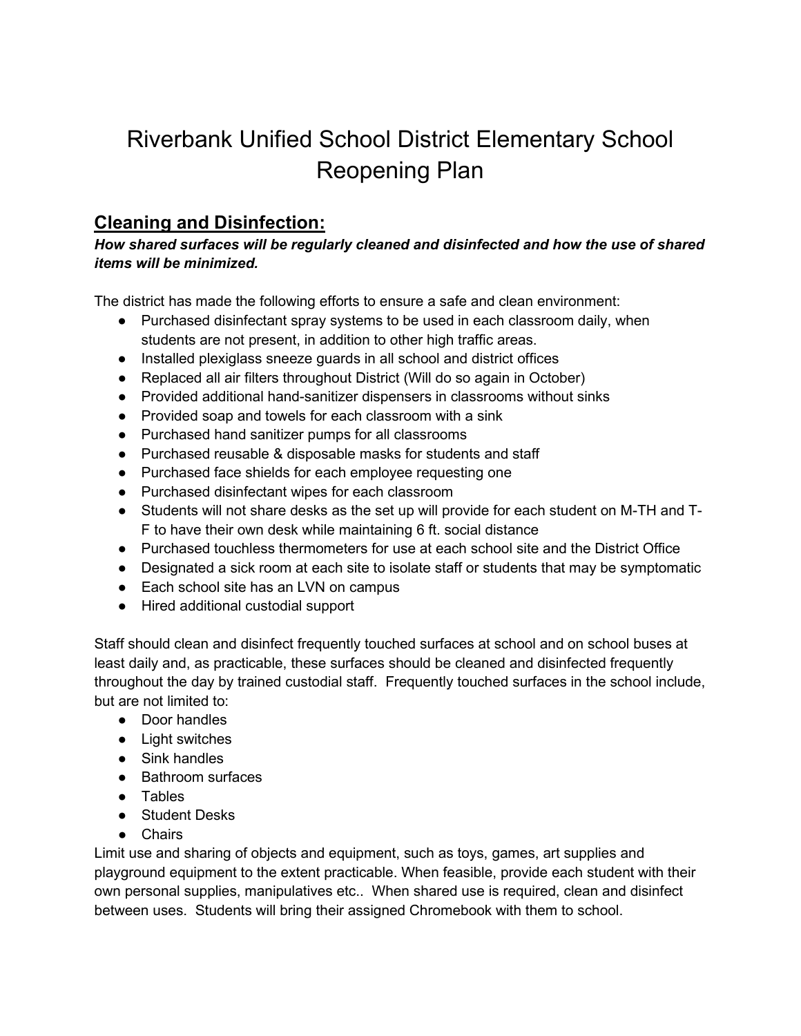# Riverbank Unified School District Elementary School Reopening Plan

## Cleaning and Disinfection:

***How shared surfaces will be regularly cleaned and disinfected and how the use of shared items will be minimized.***

The district has made the following efforts to ensure a safe and clean environment:

- Purchased disinfectant spray systems to be used in each classroom daily, when students are not present, in addition to other high traffic areas.
- Installed plexiglass sneeze guards in all school and district offices
- Replaced all air filters throughout District (Will do so again in October)
- Provided additional hand-sanitizer dispensers in classrooms without sinks
- Provided soap and towels for each classroom with a sink
- Purchased hand sanitizer pumps for all classrooms
- Purchased reusable & disposable masks for students and staff
- Purchased face shields for each employee requesting one
- Purchased disinfectant wipes for each classroom
- Students will not share desks as the set up will provide for each student on M-TH and T-F to have their own desk while maintaining 6 ft. social distance
- Purchased touchless thermometers for use at each school site and the District Office
- Designated a sick room at each site to isolate staff or students that may be symptomatic
- Each school site has an LVN on campus
- Hired additional custodial support

Staff should clean and disinfect frequently touched surfaces at school and on school buses at least daily and, as practicable, these surfaces should be cleaned and disinfected frequently throughout the day by trained custodial staff. Frequently touched surfaces in the school include, but are not limited to:

- Door handles
- Light switches
- Sink handles
- Bathroom surfaces
- Tables
- Student Desks
- Chairs

Limit use and sharing of objects and equipment, such as toys, games, art supplies and playground equipment to the extent practicable. When feasible, provide each student with their own personal supplies, manipulatives etc.. When shared use is required, clean and disinfect between uses. Students will bring their assigned Chromebook with them to school.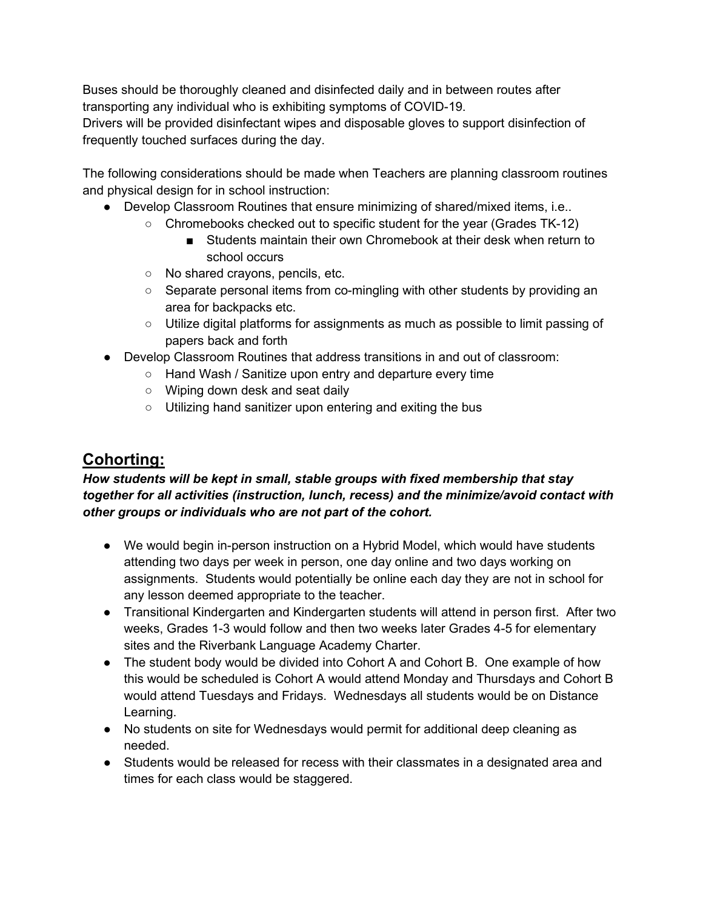Buses should be thoroughly cleaned and disinfected daily and in between routes after transporting any individual who is exhibiting symptoms of COVID-19.
Drivers will be provided disinfectant wipes and disposable gloves to support disinfection of frequently touched surfaces during the day.

The following considerations should be made when Teachers are planning classroom routines and physical design for in school instruction:

- Develop Classroom Routines that ensure minimizing of shared/mixed items, i.e..
  - Chromebooks checked out to specific student for the year (Grades TK-12)
    - Students maintain their own Chromebook at their desk when return to school occurs
  - No shared crayons, pencils, etc.
  - Separate personal items from co-mingling with other students by providing an area for backpacks etc.
  - Utilize digital platforms for assignments as much as possible to limit passing of papers back and forth
- Develop Classroom Routines that address transitions in and out of classroom:
  - Hand Wash / Sanitize upon entry and departure every time
  - Wiping down desk and seat daily
  - Utilizing hand sanitizer upon entering and exiting the bus

## <u>Cohorting:</u>

***How students will be kept in small, stable groups with fixed membership that stay together for all activities (instruction, lunch, recess) and the minimize/avoid contact with other groups or individuals who are not part of the cohort.***

- We would begin in-person instruction on a Hybrid Model, which would have students attending two days per week in person, one day online and two days working on assignments. Students would potentially be online each day they are not in school for any lesson deemed appropriate to the teacher.
- Transitional Kindergarten and Kindergarten students will attend in person first. After two weeks, Grades 1-3 would follow and then two weeks later Grades 4-5 for elementary sites and the Riverbank Language Academy Charter.
- The student body would be divided into Cohort A and Cohort B. One example of how this would be scheduled is Cohort A would attend Monday and Thursdays and Cohort B would attend Tuesdays and Fridays. Wednesdays all students would be on Distance Learning.
- No students on site for Wednesdays would permit for additional deep cleaning as needed.
- Students would be released for recess with their classmates in a designated area and times for each class would be staggered.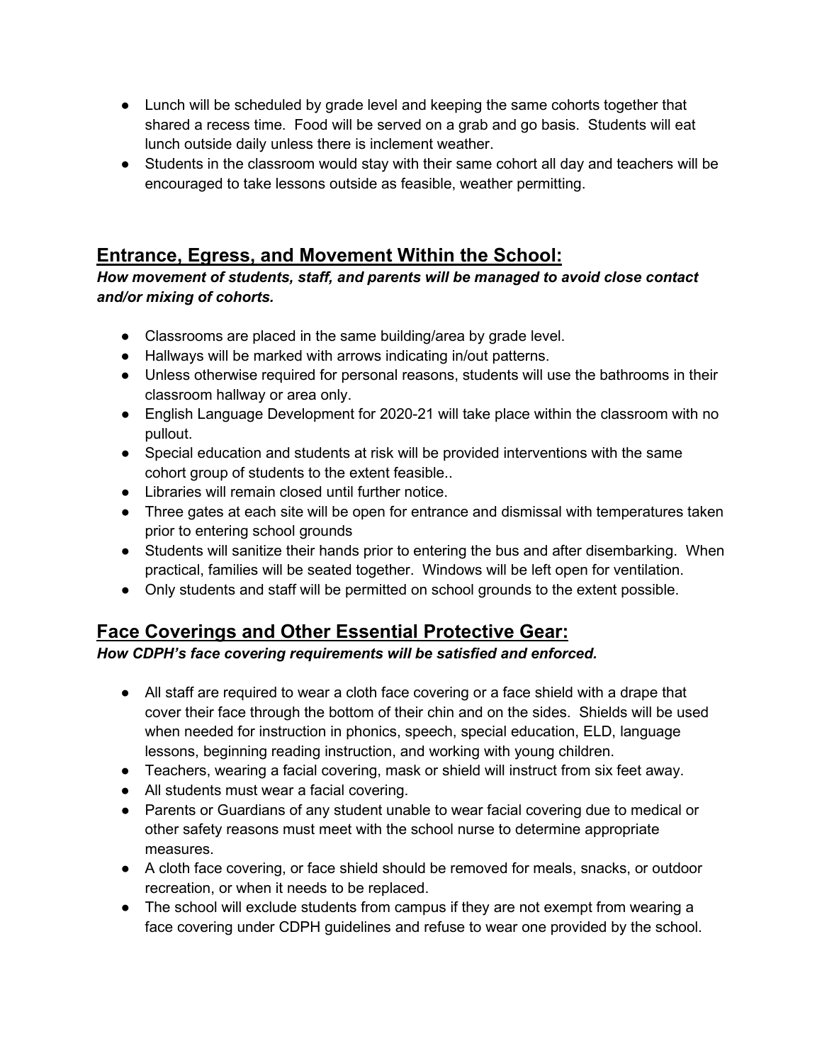- Lunch will be scheduled by grade level and keeping the same cohorts together that shared a recess time. Food will be served on a grab and go basis. Students will eat lunch outside daily unless there is inclement weather.
- Students in the classroom would stay with their same cohort all day and teachers will be encouraged to take lessons outside as feasible, weather permitting.

## Entrance, Egress, and Movement Within the School:

***How movement of students, staff, and parents will be managed to avoid close contact and/or mixing of cohorts.***

- Classrooms are placed in the same building/area by grade level.
- Hallways will be marked with arrows indicating in/out patterns.
- Unless otherwise required for personal reasons, students will use the bathrooms in their classroom hallway or area only.
- English Language Development for 2020-21 will take place within the classroom with no pullout.
- Special education and students at risk will be provided interventions with the same cohort group of students to the extent feasible..
- Libraries will remain closed until further notice.
- Three gates at each site will be open for entrance and dismissal with temperatures taken prior to entering school grounds
- Students will sanitize their hands prior to entering the bus and after disembarking. When practical, families will be seated together. Windows will be left open for ventilation.
- Only students and staff will be permitted on school grounds to the extent possible.

## Face Coverings and Other Essential Protective Gear:

***How CDPH's face covering requirements will be satisfied and enforced.***

- All staff are required to wear a cloth face covering or a face shield with a drape that cover their face through the bottom of their chin and on the sides. Shields will be used when needed for instruction in phonics, speech, special education, ELD, language lessons, beginning reading instruction, and working with young children.
- Teachers, wearing a facial covering, mask or shield will instruct from six feet away.
- All students must wear a facial covering.
- Parents or Guardians of any student unable to wear facial covering due to medical or other safety reasons must meet with the school nurse to determine appropriate measures.
- A cloth face covering, or face shield should be removed for meals, snacks, or outdoor recreation, or when it needs to be replaced.
- The school will exclude students from campus if they are not exempt from wearing a face covering under CDPH guidelines and refuse to wear one provided by the school.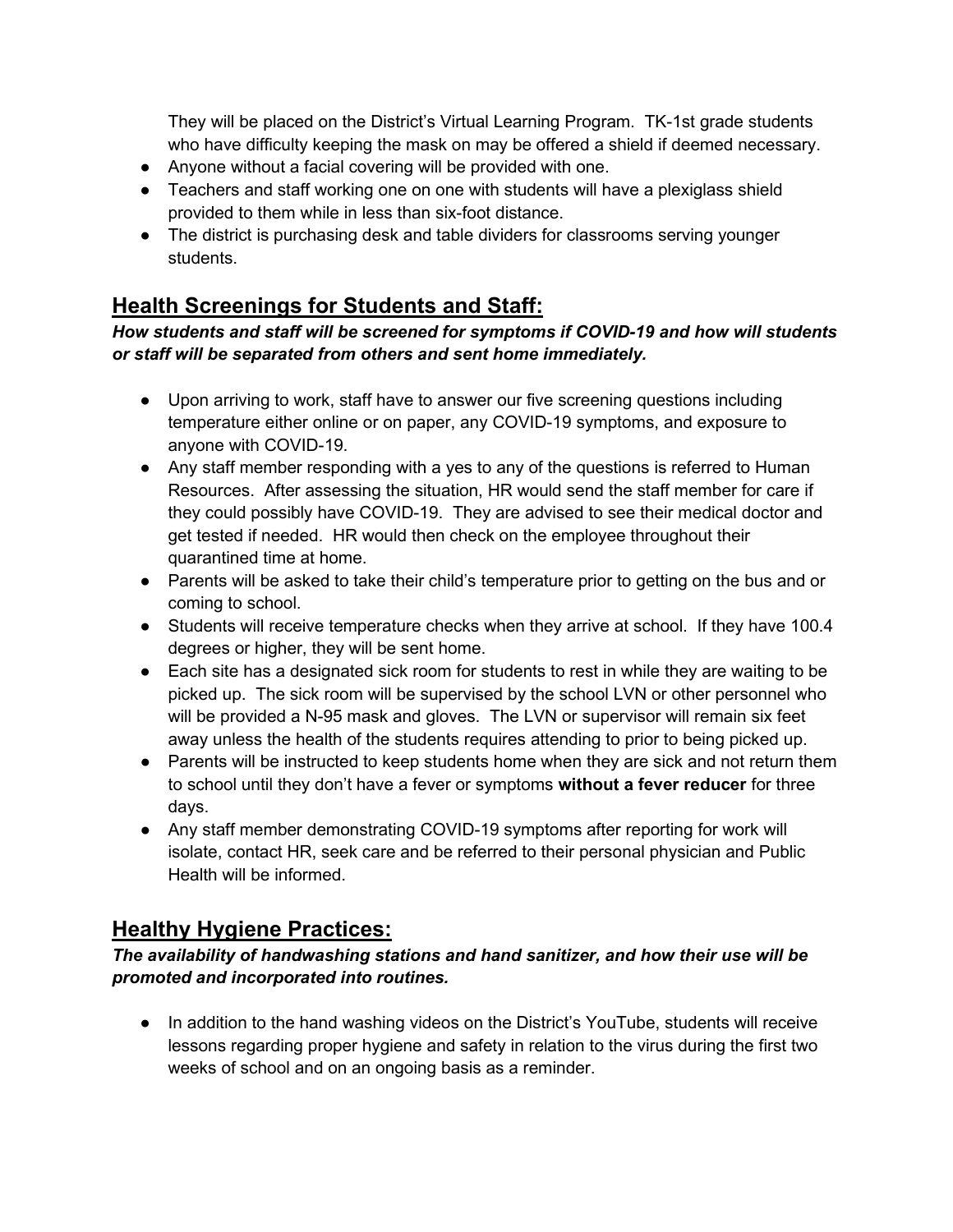They will be placed on the District's Virtual Learning Program. TK-1st grade students who have difficulty keeping the mask on may be offered a shield if deemed necessary.

- Anyone without a facial covering will be provided with one.
- Teachers and staff working one on one with students will have a plexiglass shield provided to them while in less than six-foot distance.
- The district is purchasing desk and table dividers for classrooms serving younger students.

## Health Screenings for Students and Staff:

***How students and staff will be screened for symptoms if COVID-19 and how will students or staff will be separated from others and sent home immediately.***

- Upon arriving to work, staff have to answer our five screening questions including temperature either online or on paper, any COVID-19 symptoms, and exposure to anyone with COVID-19.
- Any staff member responding with a yes to any of the questions is referred to Human Resources. After assessing the situation, HR would send the staff member for care if they could possibly have COVID-19. They are advised to see their medical doctor and get tested if needed. HR would then check on the employee throughout their quarantined time at home.
- Parents will be asked to take their child's temperature prior to getting on the bus and or coming to school.
- Students will receive temperature checks when they arrive at school. If they have 100.4 degrees or higher, they will be sent home.
- Each site has a designated sick room for students to rest in while they are waiting to be picked up. The sick room will be supervised by the school LVN or other personnel who will be provided a N-95 mask and gloves. The LVN or supervisor will remain six feet away unless the health of the students requires attending to prior to being picked up.
- Parents will be instructed to keep students home when they are sick and not return them to school until they don't have a fever or symptoms **without a fever reducer** for three days.
- Any staff member demonstrating COVID-19 symptoms after reporting for work will isolate, contact HR, seek care and be referred to their personal physician and Public Health will be informed.

## Healthy Hygiene Practices:

***The availability of handwashing stations and hand sanitizer, and how their use will be promoted and incorporated into routines.***

- In addition to the hand washing videos on the District's YouTube, students will receive lessons regarding proper hygiene and safety in relation to the virus during the first two weeks of school and on an ongoing basis as a reminder.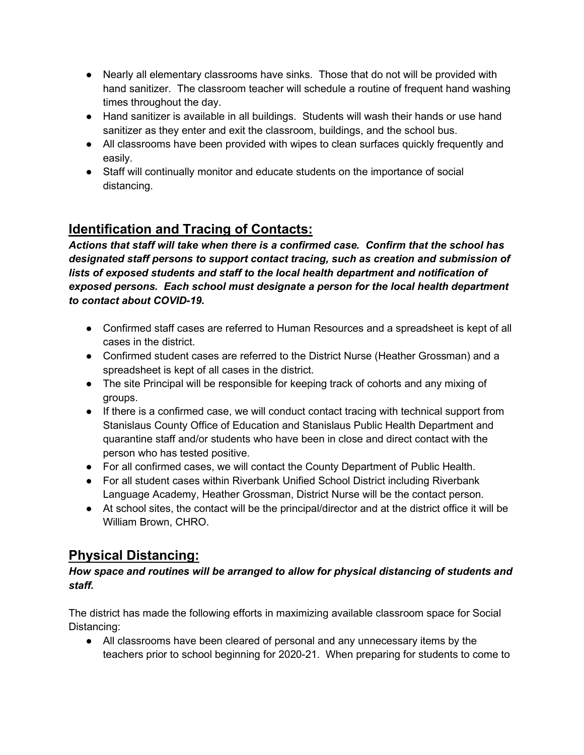- Nearly all elementary classrooms have sinks. Those that do not will be provided with hand sanitizer. The classroom teacher will schedule a routine of frequent hand washing times throughout the day.
- Hand sanitizer is available in all buildings. Students will wash their hands or use hand sanitizer as they enter and exit the classroom, buildings, and the school bus.
- All classrooms have been provided with wipes to clean surfaces quickly frequently and easily.
- Staff will continually monitor and educate students on the importance of social distancing.

## Identification and Tracing of Contacts:

***Actions that staff will take when there is a confirmed case. Confirm that the school has designated staff persons to support contact tracing, such as creation and submission of lists of exposed students and staff to the local health department and notification of exposed persons. Each school must designate a person for the local health department to contact about COVID-19.***

- Confirmed staff cases are referred to Human Resources and a spreadsheet is kept of all cases in the district.
- Confirmed student cases are referred to the District Nurse (Heather Grossman) and a spreadsheet is kept of all cases in the district.
- The site Principal will be responsible for keeping track of cohorts and any mixing of groups.
- If there is a confirmed case, we will conduct contact tracing with technical support from Stanislaus County Office of Education and Stanislaus Public Health Department and quarantine staff and/or students who have been in close and direct contact with the person who has tested positive.
- For all confirmed cases, we will contact the County Department of Public Health.
- For all student cases within Riverbank Unified School District including Riverbank Language Academy, Heather Grossman, District Nurse will be the contact person.
- At school sites, the contact will be the principal/director and at the district office it will be William Brown, CHRO.

## Physical Distancing:

***How space and routines will be arranged to allow for physical distancing of students and staff.***

The district has made the following efforts in maximizing available classroom space for Social Distancing:

- All classrooms have been cleared of personal and any unnecessary items by the teachers prior to school beginning for 2020-21. When preparing for students to come to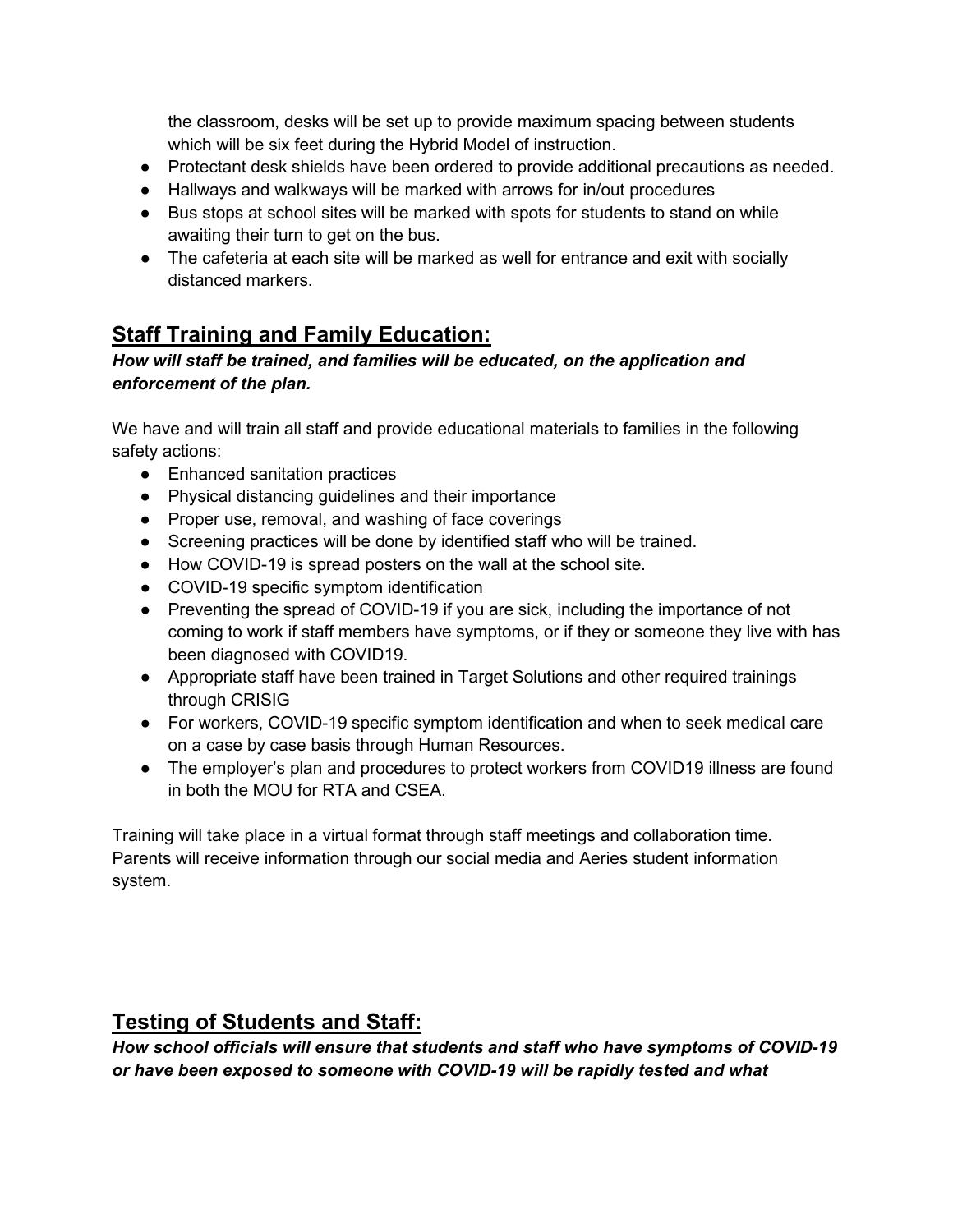the classroom, desks will be set up to provide maximum spacing between students which will be six feet during the Hybrid Model of instruction.

- Protectant desk shields have been ordered to provide additional precautions as needed.
- Hallways and walkways will be marked with arrows for in/out procedures
- Bus stops at school sites will be marked with spots for students to stand on while awaiting their turn to get on the bus.
- The cafeteria at each site will be marked as well for entrance and exit with socially distanced markers.

## Staff Training and Family Education:

***How will staff be trained, and families will be educated, on the application and enforcement of the plan.***

We have and will train all staff and provide educational materials to families in the following safety actions:

- Enhanced sanitation practices
- Physical distancing guidelines and their importance
- Proper use, removal, and washing of face coverings
- Screening practices will be done by identified staff who will be trained.
- How COVID-19 is spread posters on the wall at the school site.
- COVID-19 specific symptom identification
- Preventing the spread of COVID-19 if you are sick, including the importance of not coming to work if staff members have symptoms, or if they or someone they live with has been diagnosed with COVID19.
- Appropriate staff have been trained in Target Solutions and other required trainings through CRISIG
- For workers, COVID-19 specific symptom identification and when to seek medical care on a case by case basis through Human Resources.
- The employer's plan and procedures to protect workers from COVID19 illness are found in both the MOU for RTA and CSEA.

Training will take place in a virtual format through staff meetings and collaboration time. Parents will receive information through our social media and Aeries student information system.

## Testing of Students and Staff:

***How school officials will ensure that students and staff who have symptoms of COVID-19 or have been exposed to someone with COVID-19 will be rapidly tested and what***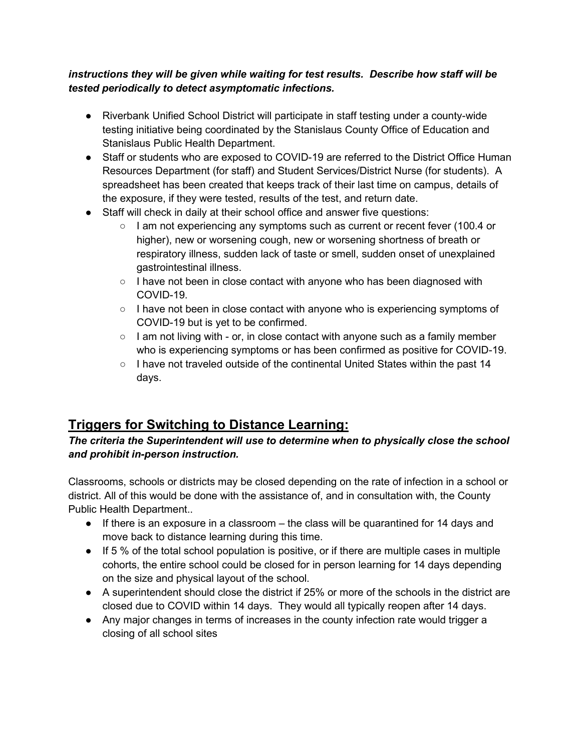***instructions they will be given while waiting for test results. Describe how staff will be tested periodically to detect asymptomatic infections.***

- Riverbank Unified School District will participate in staff testing under a county-wide testing initiative being coordinated by the Stanislaus County Office of Education and Stanislaus Public Health Department.
- Staff or students who are exposed to COVID-19 are referred to the District Office Human Resources Department (for staff) and Student Services/District Nurse (for students). A spreadsheet has been created that keeps track of their last time on campus, details of the exposure, if they were tested, results of the test, and return date.
- Staff will check in daily at their school office and answer five questions:
    - I am not experiencing any symptoms such as current or recent fever (100.4 or higher), new or worsening cough, new or worsening shortness of breath or respiratory illness, sudden lack of taste or smell, sudden onset of unexplained gastrointestinal illness.
    - I have not been in close contact with anyone who has been diagnosed with COVID-19.
    - I have not been in close contact with anyone who is experiencing symptoms of COVID-19 but is yet to be confirmed.
    - I am not living with - or, in close contact with anyone such as a family member who is experiencing symptoms or has been confirmed as positive for COVID-19.
    - I have not traveled outside of the continental United States within the past 14 days.

## Triggers for Switching to Distance Learning:

***The criteria the Superintendent will use to determine when to physically close the school and prohibit in-person instruction.***

Classrooms, schools or districts may be closed depending on the rate of infection in a school or district. All of this would be done with the assistance of, and in consultation with, the County Public Health Department..

- If there is an exposure in a classroom – the class will be quarantined for 14 days and move back to distance learning during this time.
- If 5 % of the total school population is positive, or if there are multiple cases in multiple cohorts, the entire school could be closed for in person learning for 14 days depending on the size and physical layout of the school.
- A superintendent should close the district if 25% or more of the schools in the district are closed due to COVID within 14 days. They would all typically reopen after 14 days.
- Any major changes in terms of increases in the county infection rate would trigger a closing of all school sites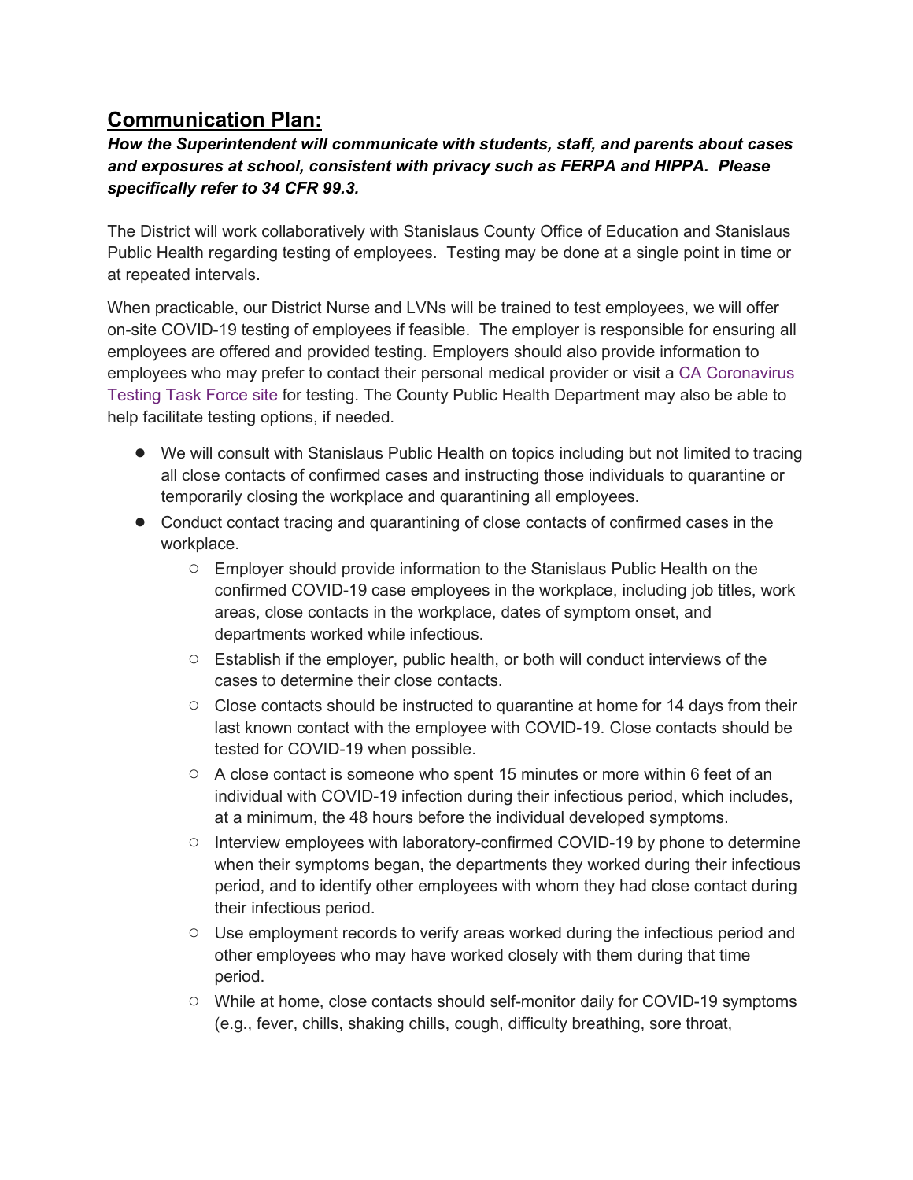## Communication Plan:

***How the Superintendent will communicate with students, staff, and parents about cases and exposures at school, consistent with privacy such as FERPA and HIPPA. Please specifically refer to 34 CFR 99.3.***

The District will work collaboratively with Stanislaus County Office of Education and Stanislaus Public Health regarding testing of employees. Testing may be done at a single point in time or at repeated intervals.

When practicable, our District Nurse and LVNs will be trained to test employees, we will offer on-site COVID-19 testing of employees if feasible. The employer is responsible for ensuring all employees are offered and provided testing. Employers should also provide information to employees who may prefer to contact their personal medical provider or visit a CA Coronavirus Testing Task Force site for testing. The County Public Health Department may also be able to help facilitate testing options, if needed.

- We will consult with Stanislaus Public Health on topics including but not limited to tracing all close contacts of confirmed cases and instructing those individuals to quarantine or temporarily closing the workplace and quarantining all employees.
- Conduct contact tracing and quarantining of close contacts of confirmed cases in the workplace.
    - Employer should provide information to the Stanislaus Public Health on the confirmed COVID-19 case employees in the workplace, including job titles, work areas, close contacts in the workplace, dates of symptom onset, and departments worked while infectious.
    - Establish if the employer, public health, or both will conduct interviews of the cases to determine their close contacts.
    - Close contacts should be instructed to quarantine at home for 14 days from their last known contact with the employee with COVID-19. Close contacts should be tested for COVID-19 when possible.
    - A close contact is someone who spent 15 minutes or more within 6 feet of an individual with COVID-19 infection during their infectious period, which includes, at a minimum, the 48 hours before the individual developed symptoms.
    - Interview employees with laboratory-confirmed COVID-19 by phone to determine when their symptoms began, the departments they worked during their infectious period, and to identify other employees with whom they had close contact during their infectious period.
    - Use employment records to verify areas worked during the infectious period and other employees who may have worked closely with them during that time period.
    - While at home, close contacts should self-monitor daily for COVID-19 symptoms (e.g., fever, chills, shaking chills, cough, difficulty breathing, sore throat,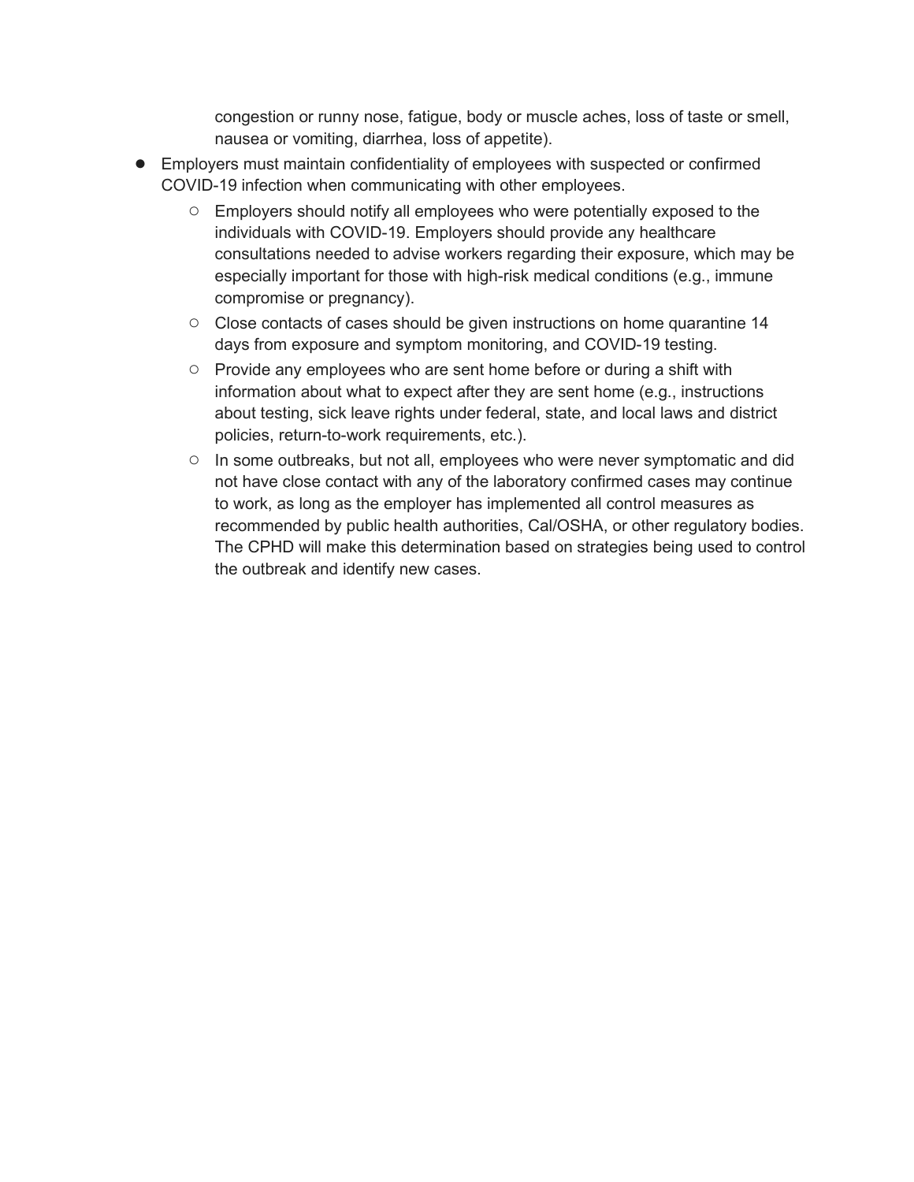congestion or runny nose, fatigue, body or muscle aches, loss of taste or smell, nausea or vomiting, diarrhea, loss of appetite).

- Employers must maintain confidentiality of employees with suspected or confirmed COVID-19 infection when communicating with other employees.
  - Employers should notify all employees who were potentially exposed to the individuals with COVID-19. Employers should provide any healthcare consultations needed to advise workers regarding their exposure, which may be especially important for those with high-risk medical conditions (e.g., immune compromise or pregnancy).
  - Close contacts of cases should be given instructions on home quarantine 14 days from exposure and symptom monitoring, and COVID-19 testing.
  - Provide any employees who are sent home before or during a shift with information about what to expect after they are sent home (e.g., instructions about testing, sick leave rights under federal, state, and local laws and district policies, return-to-work requirements, etc.).
  - In some outbreaks, but not all, employees who were never symptomatic and did not have close contact with any of the laboratory confirmed cases may continue to work, as long as the employer has implemented all control measures as recommended by public health authorities, Cal/OSHA, or other regulatory bodies. The CPHD will make this determination based on strategies being used to control the outbreak and identify new cases.